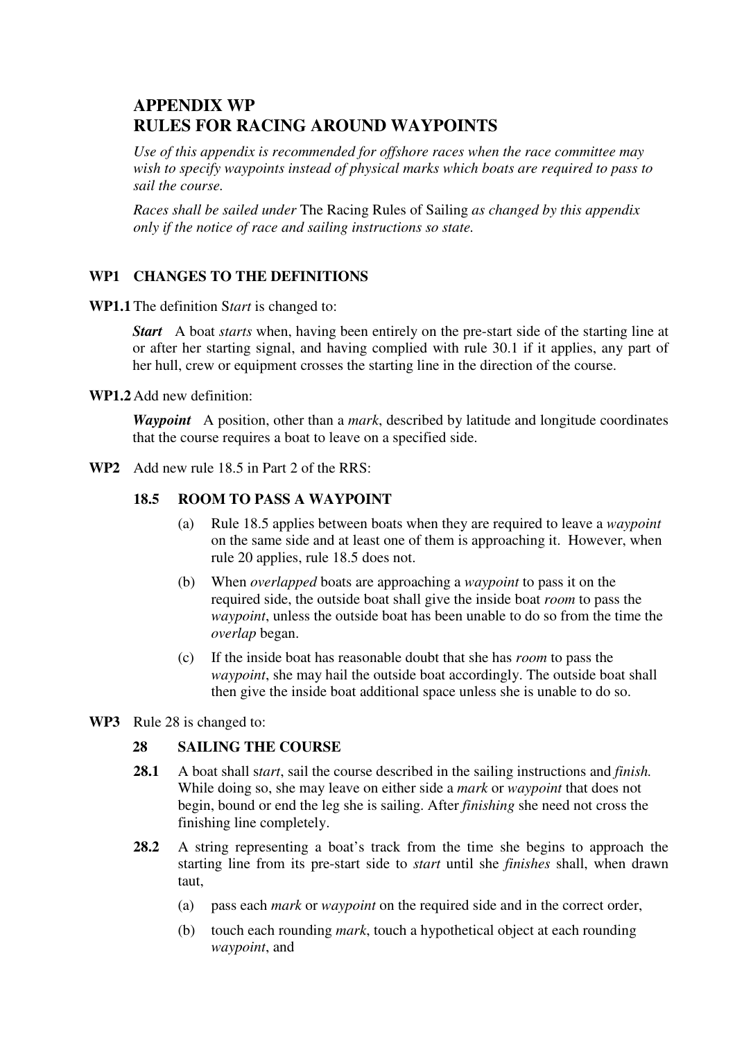# APPENDIX WP
# RULES FOR RACING AROUND WAYPOINTS

*Use of this appendix is recommended for offshore races when the race committee may wish to specify waypoints instead of physical marks which boats are required to pass to sail the course.*

*Races shall be sailed under* The Racing Rules of Sailing *as changed by this appendix only if the notice of race and sailing instructions so state.*

## WP1 CHANGES TO THE DEFINITIONS

**WP1.1** The definition S*tart* is changed to:

> ***Start*** A boat *starts* when, having been entirely on the pre-start side of the starting line at or after her starting signal, and having complied with rule 30.1 if it applies, any part of her hull, crew or equipment crosses the starting line in the direction of the course.

**WP1.2** Add new definition:

> ***Waypoint*** A position, other than a *mark*, described by latitude and longitude coordinates that the course requires a boat to leave on a specified side.

**WP2** Add new rule 18.5 in Part 2 of the RRS:

### 18.5 ROOM TO PASS A WAYPOINT

(a) Rule 18.5 applies between boats when they are required to leave a *waypoint* on the same side and at least one of them is approaching it. However, when rule 20 applies, rule 18.5 does not.

(b) When *overlapped* boats are approaching a *waypoint* to pass it on the required side, the outside boat shall give the inside boat *room* to pass the *waypoint*, unless the outside boat has been unable to do so from the time the *overlap* began.

(c) If the inside boat has reasonable doubt that she has *room* to pass the *waypoint*, she may hail the outside boat accordingly. The outside boat shall then give the inside boat additional space unless she is unable to do so.

**WP3** Rule 28 is changed to:

### 28 SAILING THE COURSE

**28.1** A boat shall s*tart*, sail the course described in the sailing instructions and *finish.* While doing so, she may leave on either side a *mark* or *waypoint* that does not begin, bound or end the leg she is sailing. After *finishing* she need not cross the finishing line completely.

**28.2** A string representing a boat's track from the time she begins to approach the starting line from its pre-start side to *start* until she *finishes* shall, when drawn taut,

(a) pass each *mark* or *waypoint* on the required side and in the correct order,

(b) touch each rounding *mark*, touch a hypothetical object at each rounding *waypoint*, and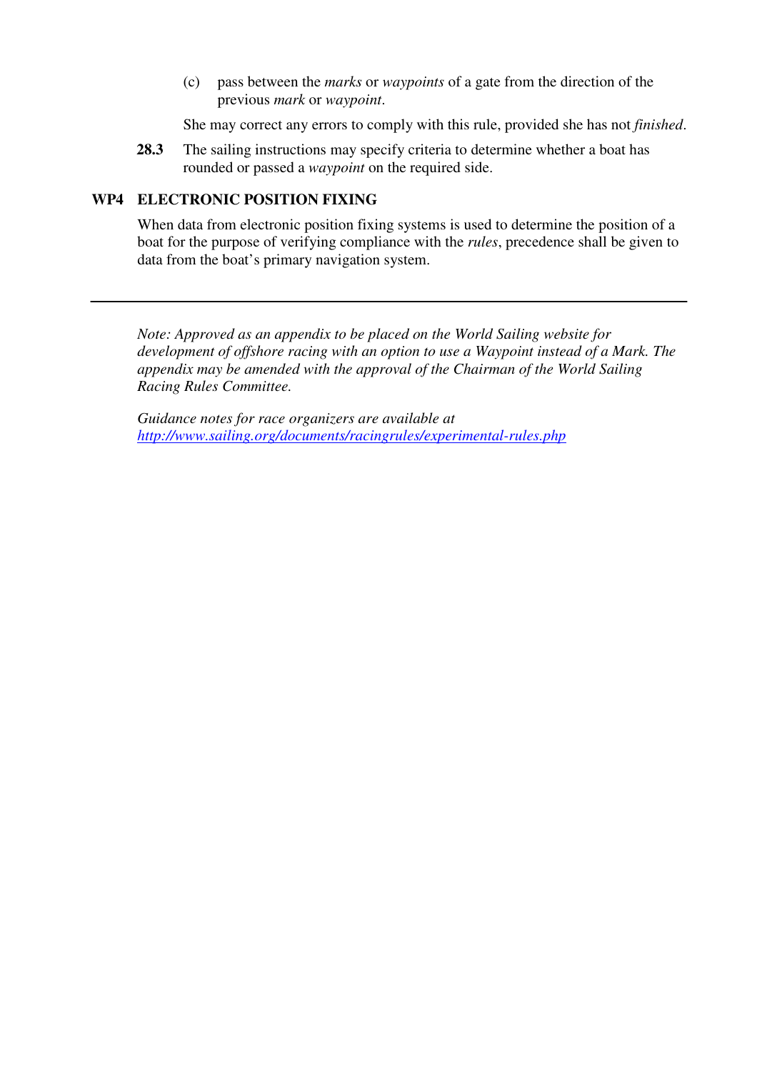(c) pass between the *marks* or *waypoints* of a gate from the direction of the previous *mark* or *waypoint*.

She may correct any errors to comply with this rule, provided she has not *finished*.

**28.3** The sailing instructions may specify criteria to determine whether a boat has rounded or passed a *waypoint* on the required side.

## WP4 ELECTRONIC POSITION FIXING

When data from electronic position fixing systems is used to determine the position of a boat for the purpose of verifying compliance with the *rules*, precedence shall be given to data from the boat's primary navigation system.

---

*Note: Approved as an appendix to be placed on the World Sailing website for development of offshore racing with an option to use a Waypoint instead of a Mark. The appendix may be amended with the approval of the Chairman of the World Sailing Racing Rules Committee.*

*Guidance notes for race organizers are available at* [*http://www.sailing.org/documents/racingrules/experimental-rules.php*](http://www.sailing.org/documents/racingrules/experimental-rules.php)